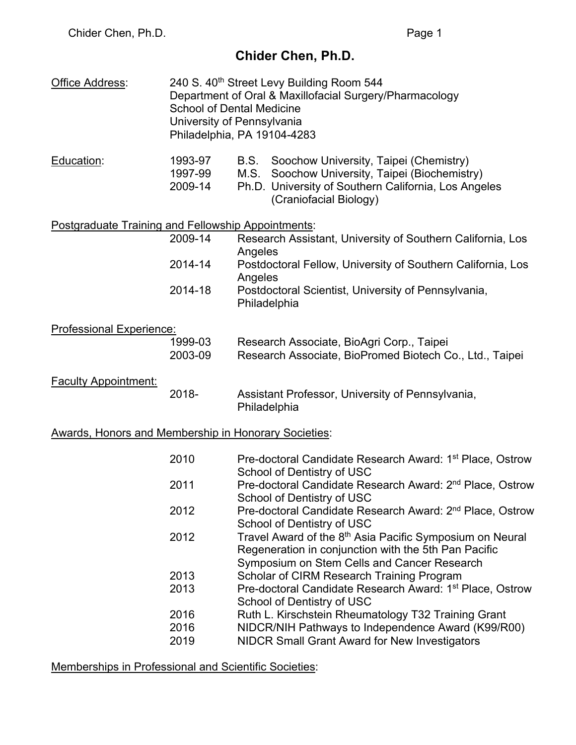# Chider Chen, Ph.D.

**Office Address:**
240 S. 40th Street Levy Building Room 544
Department of Oral & Maxillofacial Surgery/Pharmacology
School of Dental Medicine
University of Pennsylvania
Philadelphia, PA 19104-4283

**Education:**

| | | |
|---|---|---|
| 1993-97 | B.S. | Soochow University, Taipei (Chemistry) |
| 1997-99 | M.S. | Soochow University, Taipei (Biochemistry) |
| 2009-14 | Ph.D. | University of Southern California, Los Angeles (Craniofacial Biology) |

**Postgraduate Training and Fellowship Appointments:**

| | |
|---|---|
| 2009-14 | Research Assistant, University of Southern California, Los Angeles |
| 2014-14 | Postdoctoral Fellow, University of Southern California, Los Angeles |
| 2014-18 | Postdoctoral Scientist, University of Pennsylvania, Philadelphia |

**Professional Experience:**

| | |
|---|---|
| 1999-03 | Research Associate, BioAgri Corp., Taipei |
| 2003-09 | Research Associate, BioPromed Biotech Co., Ltd., Taipei |

**Faculty Appointment:**

| | |
|---|---|
| 2018- | Assistant Professor, University of Pennsylvania, Philadelphia |

**Awards, Honors and Membership in Honorary Societies:**

| | |
|---|---|
| 2010 | Pre-doctoral Candidate Research Award: 1st Place, Ostrow School of Dentistry of USC |
| 2011 | Pre-doctoral Candidate Research Award: 2nd Place, Ostrow School of Dentistry of USC |
| 2012 | Pre-doctoral Candidate Research Award: 2nd Place, Ostrow School of Dentistry of USC |
| 2012 | Travel Award of the 8th Asia Pacific Symposium on Neural Regeneration in conjunction with the 5th Pan Pacific Symposium on Stem Cells and Cancer Research |
| 2013 | Scholar of CIRM Research Training Program |
| 2013 | Pre-doctoral Candidate Research Award: 1st Place, Ostrow School of Dentistry of USC |
| 2016 | Ruth L. Kirschstein Rheumatology T32 Training Grant |
| 2016 | NIDCR/NIH Pathways to Independence Award (K99/R00) |
| 2019 | NIDCR Small Grant Award for New Investigators |

**Memberships in Professional and Scientific Societies:**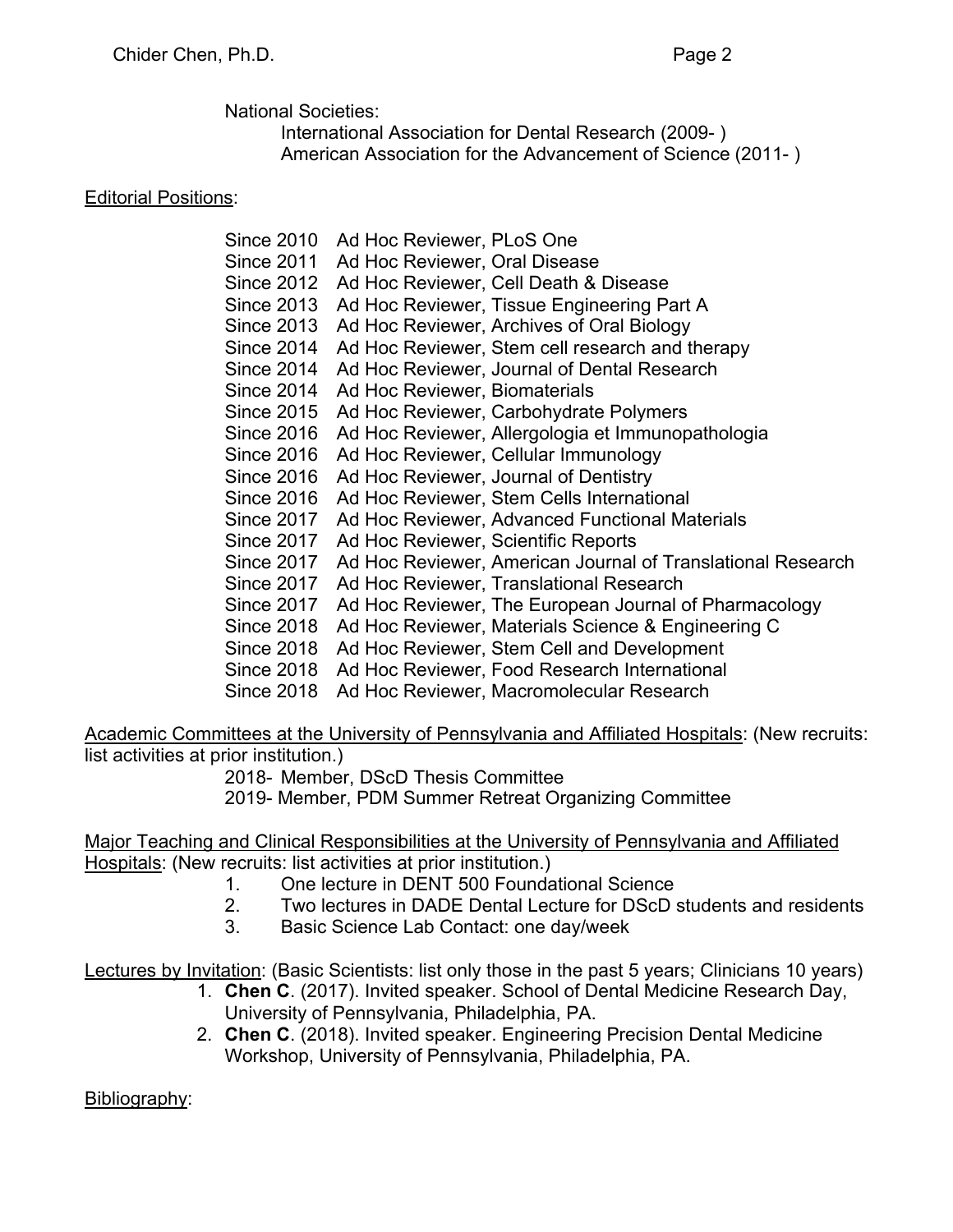National Societies:

International Association for Dental Research (2009- )
American Association for the Advancement of Science (2011- )

Editorial Positions:

Since 2010 Ad Hoc Reviewer, PLoS One
Since 2011 Ad Hoc Reviewer, Oral Disease
Since 2012 Ad Hoc Reviewer, Cell Death & Disease
Since 2013 Ad Hoc Reviewer, Tissue Engineering Part A
Since 2013 Ad Hoc Reviewer, Archives of Oral Biology
Since 2014 Ad Hoc Reviewer, Stem cell research and therapy
Since 2014 Ad Hoc Reviewer, Journal of Dental Research
Since 2014 Ad Hoc Reviewer, Biomaterials
Since 2015 Ad Hoc Reviewer, Carbohydrate Polymers
Since 2016 Ad Hoc Reviewer, Allergologia et Immunopathologia
Since 2016 Ad Hoc Reviewer, Cellular Immunology
Since 2016 Ad Hoc Reviewer, Journal of Dentistry
Since 2016 Ad Hoc Reviewer, Stem Cells International
Since 2017 Ad Hoc Reviewer, Advanced Functional Materials
Since 2017 Ad Hoc Reviewer, Scientific Reports
Since 2017 Ad Hoc Reviewer, American Journal of Translational Research
Since 2017 Ad Hoc Reviewer, Translational Research
Since 2017 Ad Hoc Reviewer, The European Journal of Pharmacology
Since 2018 Ad Hoc Reviewer, Materials Science & Engineering C
Since 2018 Ad Hoc Reviewer, Stem Cell and Development
Since 2018 Ad Hoc Reviewer, Food Research International
Since 2018 Ad Hoc Reviewer, Macromolecular Research

Academic Committees at the University of Pennsylvania and Affiliated Hospitals: (New recruits: list activities at prior institution.)

2018- Member, DScD Thesis Committee
2019- Member, PDM Summer Retreat Organizing Committee

Major Teaching and Clinical Responsibilities at the University of Pennsylvania and Affiliated Hospitals: (New recruits: list activities at prior institution.)

1. One lecture in DENT 500 Foundational Science
2. Two lectures in DADE Dental Lecture for DScD students and residents
3. Basic Science Lab Contact: one day/week

Lectures by Invitation: (Basic Scientists: list only those in the past 5 years; Clinicians 10 years)

1. **Chen C**. (2017). Invited speaker. School of Dental Medicine Research Day, University of Pennsylvania, Philadelphia, PA.
2. **Chen C**. (2018). Invited speaker. Engineering Precision Dental Medicine Workshop, University of Pennsylvania, Philadelphia, PA.

Bibliography: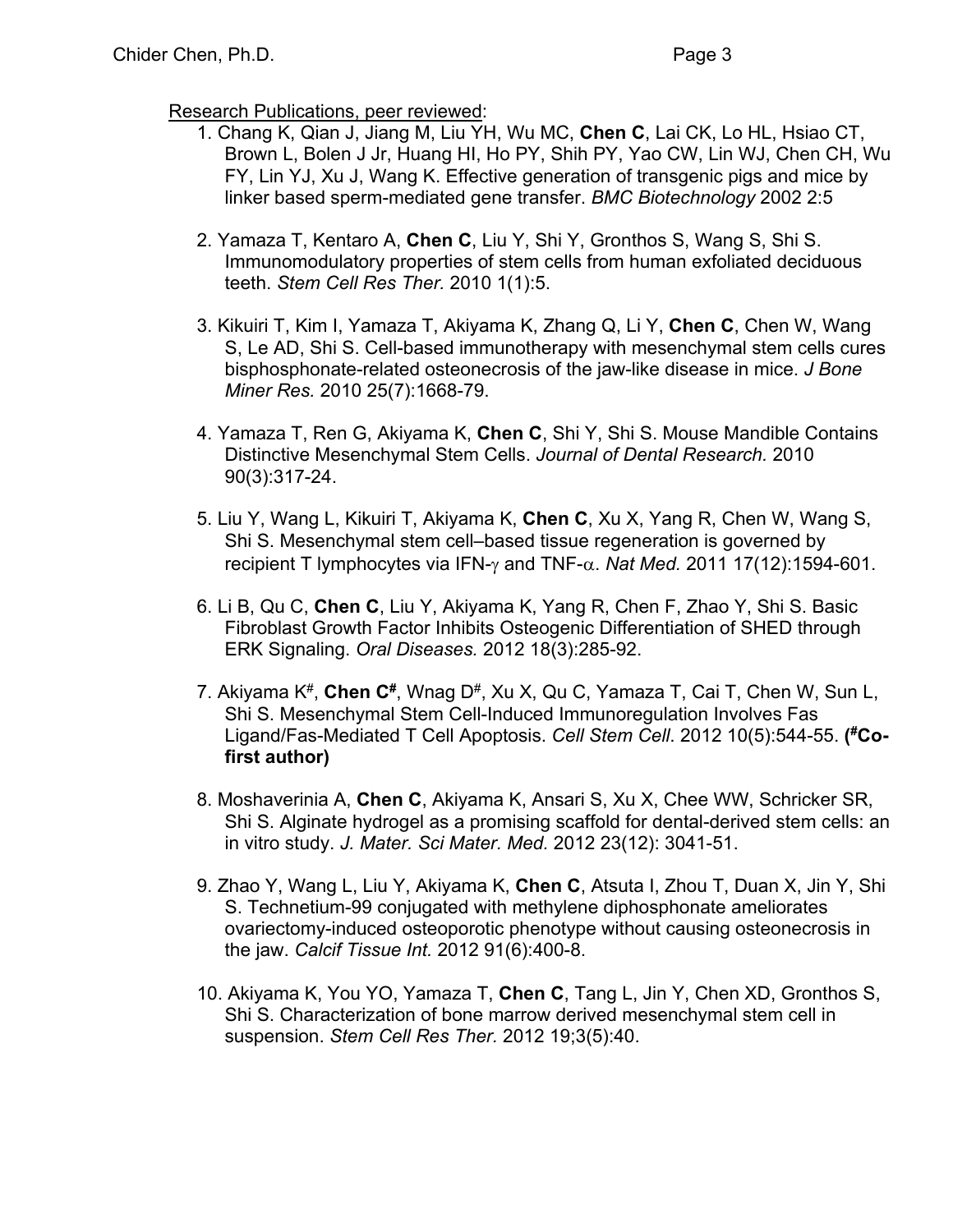Research Publications, peer reviewed:

1. Chang K, Qian J, Jiang M, Liu YH, Wu MC, **Chen C**, Lai CK, Lo HL, Hsiao CT, Brown L, Bolen J Jr, Huang HI, Ho PY, Shih PY, Yao CW, Lin WJ, Chen CH, Wu FY, Lin YJ, Xu J, Wang K. Effective generation of transgenic pigs and mice by linker based sperm-mediated gene transfer. *BMC Biotechnology* 2002 2:5

2. Yamaza T, Kentaro A, **Chen C**, Liu Y, Shi Y, Gronthos S, Wang S, Shi S. Immunomodulatory properties of stem cells from human exfoliated deciduous teeth. *Stem Cell Res Ther.* 2010 1(1):5.

3. Kikuiri T, Kim I, Yamaza T, Akiyama K, Zhang Q, Li Y, **Chen C**, Chen W, Wang S, Le AD, Shi S. Cell-based immunotherapy with mesenchymal stem cells cures bisphosphonate-related osteonecrosis of the jaw-like disease in mice. *J Bone Miner Res.* 2010 25(7):1668-79.

4. Yamaza T, Ren G, Akiyama K, **Chen C**, Shi Y, Shi S. Mouse Mandible Contains Distinctive Mesenchymal Stem Cells. *Journal of Dental Research.* 2010 90(3):317-24.

5. Liu Y, Wang L, Kikuiri T, Akiyama K, **Chen C**, Xu X, Yang R, Chen W, Wang S, Shi S. Mesenchymal stem cell–based tissue regeneration is governed by recipient T lymphocytes via IFN-$\gamma$ and TNF-$\alpha$. *Nat Med.* 2011 17(12):1594-601.

6. Li B, Qu C, **Chen C**, Liu Y, Akiyama K, Yang R, Chen F, Zhao Y, Shi S. Basic Fibroblast Growth Factor Inhibits Osteogenic Differentiation of SHED through ERK Signaling. *Oral Diseases.* 2012 18(3):285-92.

7. Akiyama K[#], **Chen C[#]**, Wnag D[#], Xu X, Qu C, Yamaza T, Cai T, Chen W, Sun L, Shi S. Mesenchymal Stem Cell-Induced Immunoregulation Involves Fas Ligand/Fas-Mediated T Cell Apoptosis. *Cell Stem Cell*. 2012 10(5):544-55. **([#]Co-first author)**

8. Moshaverinia A, **Chen C**, Akiyama K, Ansari S, Xu X, Chee WW, Schricker SR, Shi S. Alginate hydrogel as a promising scaffold for dental-derived stem cells: an in vitro study. *J. Mater. Sci Mater. Med.* 2012 23(12): 3041-51.

9. Zhao Y, Wang L, Liu Y, Akiyama K, **Chen C**, Atsuta I, Zhou T, Duan X, Jin Y, Shi S. Technetium-99 conjugated with methylene diphosphonate ameliorates ovariectomy-induced osteoporotic phenotype without causing osteonecrosis in the jaw. *Calcif Tissue Int.* 2012 91(6):400-8.

10. Akiyama K, You YO, Yamaza T, **Chen C**, Tang L, Jin Y, Chen XD, Gronthos S, Shi S. Characterization of bone marrow derived mesenchymal stem cell in suspension. *Stem Cell Res Ther.* 2012 19;3(5):40.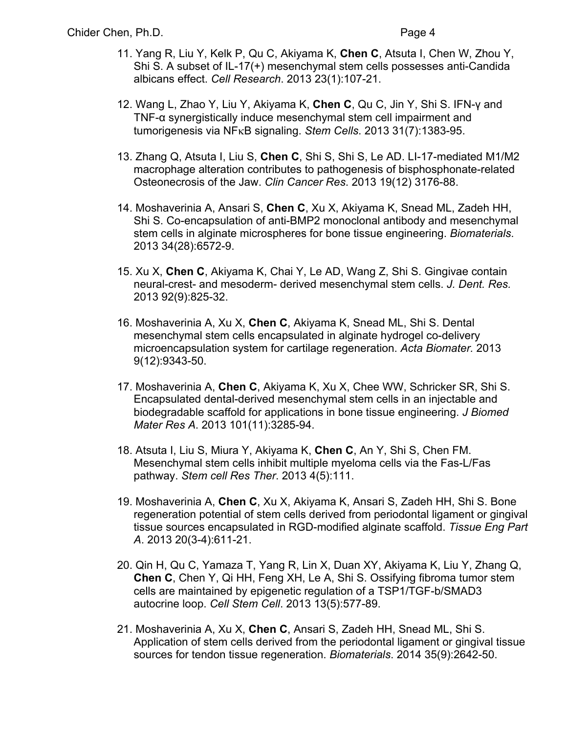11. Yang R, Liu Y, Kelk P, Qu C, Akiyama K, **Chen C**, Atsuta I, Chen W, Zhou Y, Shi S. A subset of IL-17(+) mesenchymal stem cells possesses anti-Candida albicans effect. *Cell Research*. 2013 23(1):107-21.

12. Wang L, Zhao Y, Liu Y, Akiyama K, **Chen C**, Qu C, Jin Y, Shi S. IFN-γ and TNF-α synergistically induce mesenchymal stem cell impairment and tumorigenesis via NFκB signaling. *Stem Cells*. 2013 31(7):1383-95.

13. Zhang Q, Atsuta I, Liu S, **Chen C**, Shi S, Shi S, Le AD. LI-17-mediated M1/M2 macrophage alteration contributes to pathogenesis of bisphosphonate-related Osteonecrosis of the Jaw. *Clin Cancer Res*. 2013 19(12) 3176-88.

14. Moshaverinia A, Ansari S, **Chen C**, Xu X, Akiyama K, Snead ML, Zadeh HH, Shi S. Co-encapsulation of anti-BMP2 monoclonal antibody and mesenchymal stem cells in alginate microspheres for bone tissue engineering. *Biomaterials*. 2013 34(28):6572-9.

15. Xu X, **Chen C**, Akiyama K, Chai Y, Le AD, Wang Z, Shi S. Gingivae contain neural-crest- and mesoderm- derived mesenchymal stem cells. *J. Dent. Res.* 2013 92(9):825-32.

16. Moshaverinia A, Xu X, **Chen C**, Akiyama K, Snead ML, Shi S. Dental mesenchymal stem cells encapsulated in alginate hydrogel co-delivery microencapsulation system for cartilage regeneration. *Acta Biomater.* 2013 9(12):9343-50.

17. Moshaverinia A, **Chen C**, Akiyama K, Xu X, Chee WW, Schricker SR, Shi S. Encapsulated dental-derived mesenchymal stem cells in an injectable and biodegradable scaffold for applications in bone tissue engineering. *J Biomed Mater Res A*. 2013 101(11):3285-94.

18. Atsuta I, Liu S, Miura Y, Akiyama K, **Chen C**, An Y, Shi S, Chen FM. Mesenchymal stem cells inhibit multiple myeloma cells via the Fas-L/Fas pathway. *Stem cell Res Ther*. 2013 4(5):111.

19. Moshaverinia A, **Chen C**, Xu X, Akiyama K, Ansari S, Zadeh HH, Shi S. Bone regeneration potential of stem cells derived from periodontal ligament or gingival tissue sources encapsulated in RGD-modified alginate scaffold. *Tissue Eng Part A*. 2013 20(3-4):611-21.

20. Qin H, Qu C, Yamaza T, Yang R, Lin X, Duan XY, Akiyama K, Liu Y, Zhang Q, **Chen C**, Chen Y, Qi HH, Feng XH, Le A, Shi S. Ossifying fibroma tumor stem cells are maintained by epigenetic regulation of a TSP1/TGF-b/SMAD3 autocrine loop. *Cell Stem Cell*. 2013 13(5):577-89.

21. Moshaverinia A, Xu X, **Chen C**, Ansari S, Zadeh HH, Snead ML, Shi S. Application of stem cells derived from the periodontal ligament or gingival tissue sources for tendon tissue regeneration. *Biomaterials*. 2014 35(9):2642-50.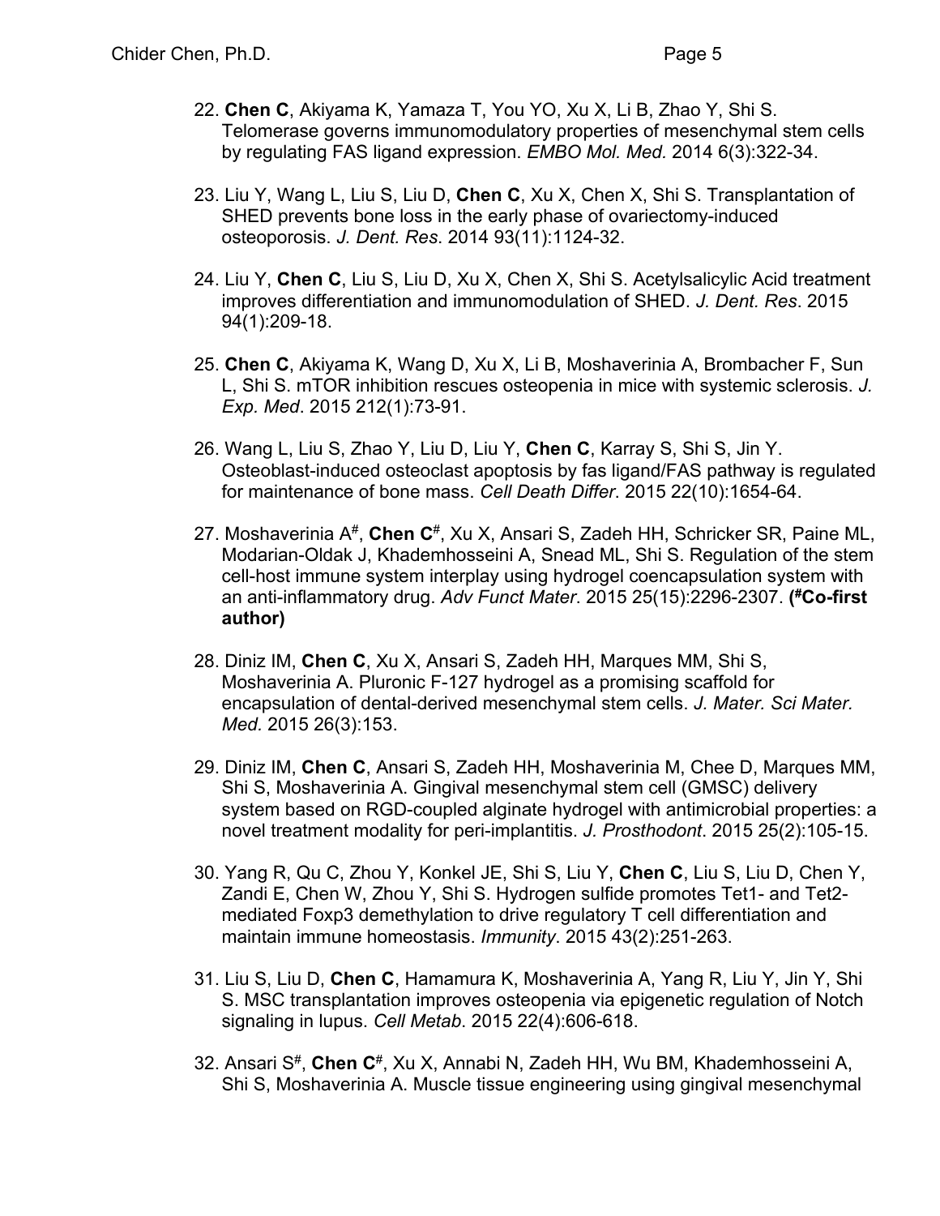22. **Chen C**, Akiyama K, Yamaza T, You YO, Xu X, Li B, Zhao Y, Shi S. Telomerase governs immunomodulatory properties of mesenchymal stem cells by regulating FAS ligand expression. *EMBO Mol. Med.* 2014 6(3):322-34.

23. Liu Y, Wang L, Liu S, Liu D, **Chen C**, Xu X, Chen X, Shi S. Transplantation of SHED prevents bone loss in the early phase of ovariectomy-induced osteoporosis. *J. Dent. Res*. 2014 93(11):1124-32.

24. Liu Y, **Chen C**, Liu S, Liu D, Xu X, Chen X, Shi S. Acetylsalicylic Acid treatment improves differentiation and immunomodulation of SHED. *J. Dent. Res*. 2015 94(1):209-18.

25. **Chen C**, Akiyama K, Wang D, Xu X, Li B, Moshaverinia A, Brombacher F, Sun L, Shi S. mTOR inhibition rescues osteopenia in mice with systemic sclerosis. *J. Exp. Med*. 2015 212(1):73-91.

26. Wang L, Liu S, Zhao Y, Liu D, Liu Y, **Chen C**, Karray S, Shi S, Jin Y. Osteoblast-induced osteoclast apoptosis by fas ligand/FAS pathway is regulated for maintenance of bone mass. *Cell Death Differ*. 2015 22(10):1654-64.

27. Moshaverinia A[#], **Chen C[#]**, Xu X, Ansari S, Zadeh HH, Schricker SR, Paine ML, Modarian-Oldak J, Khademhosseini A, Snead ML, Shi S. Regulation of the stem cell-host immune system interplay using hydrogel coencapsulation system with an anti-inflammatory drug. *Adv Funct Mater*. 2015 25(15):2296-2307. **([#]Co-first author)**

28. Diniz IM, **Chen C**, Xu X, Ansari S, Zadeh HH, Marques MM, Shi S, Moshaverinia A. Pluronic F-127 hydrogel as a promising scaffold for encapsulation of dental-derived mesenchymal stem cells. *J. Mater. Sci Mater. Med.* 2015 26(3):153.

29. Diniz IM, **Chen C**, Ansari S, Zadeh HH, Moshaverinia M, Chee D, Marques MM, Shi S, Moshaverinia A. Gingival mesenchymal stem cell (GMSC) delivery system based on RGD-coupled alginate hydrogel with antimicrobial properties: a novel treatment modality for peri-implantitis. *J. Prosthodont*. 2015 25(2):105-15.

30. Yang R, Qu C, Zhou Y, Konkel JE, Shi S, Liu Y, **Chen C**, Liu S, Liu D, Chen Y, Zandi E, Chen W, Zhou Y, Shi S. Hydrogen sulfide promotes Tet1- and Tet2-mediated Foxp3 demethylation to drive regulatory T cell differentiation and maintain immune homeostasis. *Immunity*. 2015 43(2):251-263.

31. Liu S, Liu D, **Chen C**, Hamamura K, Moshaverinia A, Yang R, Liu Y, Jin Y, Shi S. MSC transplantation improves osteopenia via epigenetic regulation of Notch signaling in lupus. *Cell Metab*. 2015 22(4):606-618.

32. Ansari S[#], **Chen C[#]**, Xu X, Annabi N, Zadeh HH, Wu BM, Khademhosseini A, Shi S, Moshaverinia A. Muscle tissue engineering using gingival mesenchymal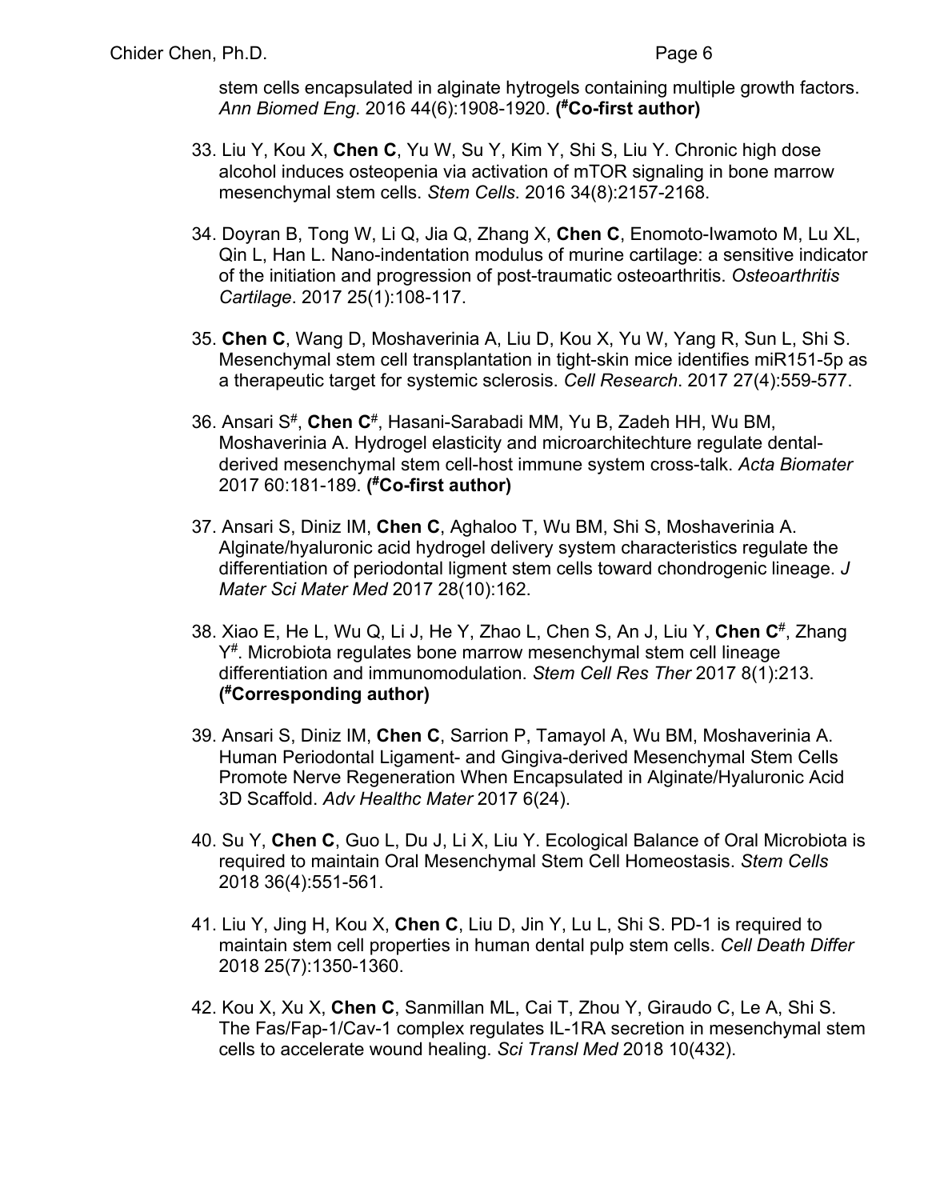stem cells encapsulated in alginate hytrogels containing multiple growth factors. *Ann Biomed Eng*. 2016 44(6):1908-1920. **(#Co-first author)**

33. Liu Y, Kou X, **Chen C**, Yu W, Su Y, Kim Y, Shi S, Liu Y. Chronic high dose alcohol induces osteopenia via activation of mTOR signaling in bone marrow mesenchymal stem cells. *Stem Cells*. 2016 34(8):2157-2168.

34. Doyran B, Tong W, Li Q, Jia Q, Zhang X, **Chen C**, Enomoto-Iwamoto M, Lu XL, Qin L, Han L. Nano-indentation modulus of murine cartilage: a sensitive indicator of the initiation and progression of post-traumatic osteoarthritis. *Osteoarthritis Cartilage*. 2017 25(1):108-117.

35. **Chen C**, Wang D, Moshaverinia A, Liu D, Kou X, Yu W, Yang R, Sun L, Shi S. Mesenchymal stem cell transplantation in tight-skin mice identifies miR151-5p as a therapeutic target for systemic sclerosis. *Cell Research*. 2017 27(4):559-577.

36. Ansari S#, **Chen C#**, Hasani-Sarabadi MM, Yu B, Zadeh HH, Wu BM, Moshaverinia A. Hydrogel elasticity and microarchitechture regulate dental-derived mesenchymal stem cell-host immune system cross-talk. *Acta Biomater* 2017 60:181-189. **(#Co-first author)**

37. Ansari S, Diniz IM, **Chen C**, Aghaloo T, Wu BM, Shi S, Moshaverinia A. Alginate/hyaluronic acid hydrogel delivery system characteristics regulate the differentiation of periodontal ligment stem cells toward chondrogenic lineage. *J Mater Sci Mater Med* 2017 28(10):162.

38. Xiao E, He L, Wu Q, Li J, He Y, Zhao L, Chen S, An J, Liu Y, **Chen C#**, Zhang Y#. Microbiota regulates bone marrow mesenchymal stem cell lineage differentiation and immunomodulation. *Stem Cell Res Ther* 2017 8(1):213. **(#Corresponding author)**

39. Ansari S, Diniz IM, **Chen C**, Sarrion P, Tamayol A, Wu BM, Moshaverinia A. Human Periodontal Ligament- and Gingiva-derived Mesenchymal Stem Cells Promote Nerve Regeneration When Encapsulated in Alginate/Hyaluronic Acid 3D Scaffold. *Adv Healthc Mater* 2017 6(24).

40. Su Y, **Chen C**, Guo L, Du J, Li X, Liu Y. Ecological Balance of Oral Microbiota is required to maintain Oral Mesenchymal Stem Cell Homeostasis. *Stem Cells* 2018 36(4):551-561.

41. Liu Y, Jing H, Kou X, **Chen C**, Liu D, Jin Y, Lu L, Shi S. PD-1 is required to maintain stem cell properties in human dental pulp stem cells. *Cell Death Differ* 2018 25(7):1350-1360.

42. Kou X, Xu X, **Chen C**, Sanmillan ML, Cai T, Zhou Y, Giraudo C, Le A, Shi S. The Fas/Fap-1/Cav-1 complex regulates IL-1RA secretion in mesenchymal stem cells to accelerate wound healing. *Sci Transl Med* 2018 10(432).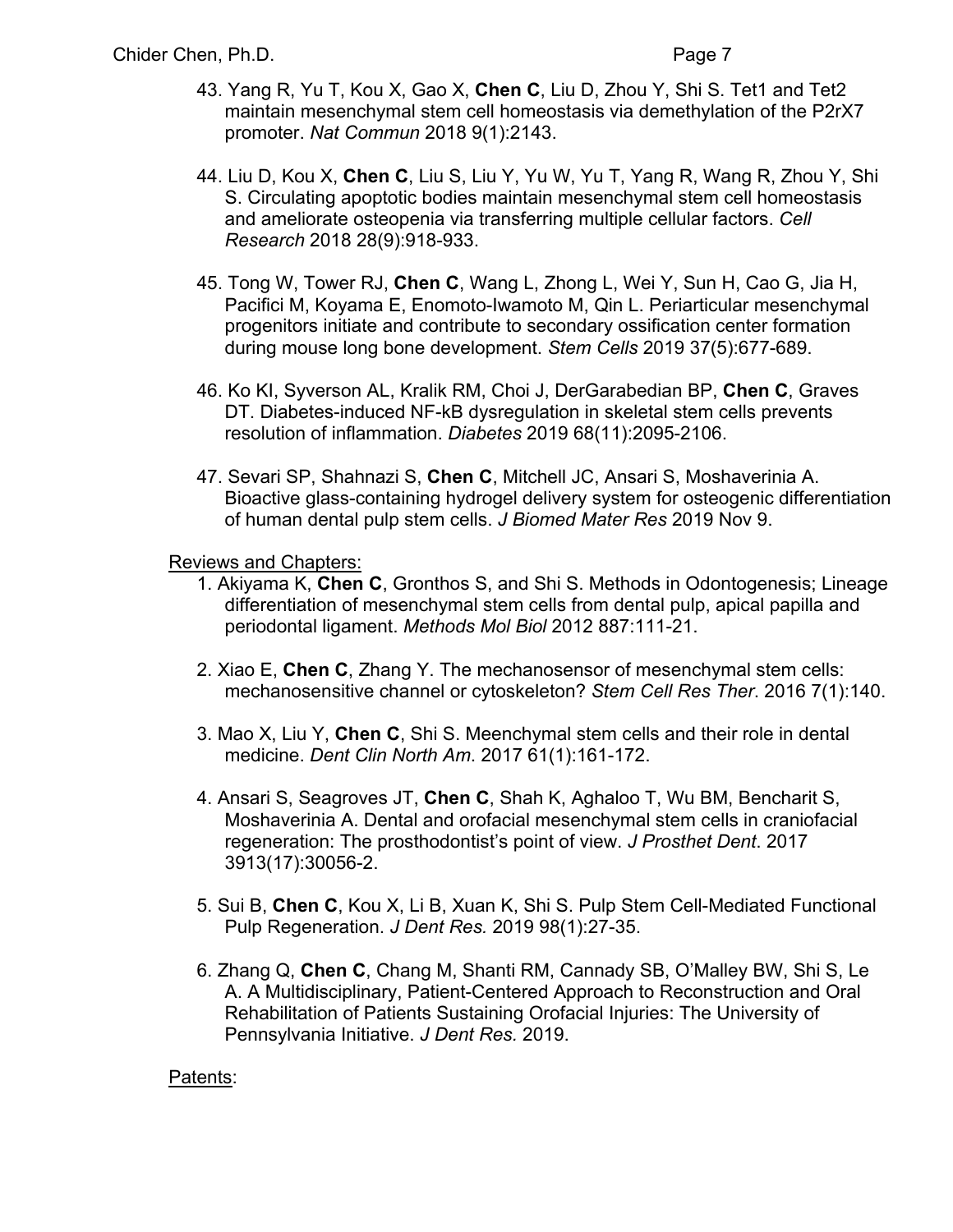43. Yang R, Yu T, Kou X, Gao X, **Chen C**, Liu D, Zhou Y, Shi S. Tet1 and Tet2 maintain mesenchymal stem cell homeostasis via demethylation of the P2rX7 promoter. *Nat Commun* 2018 9(1):2143.

44. Liu D, Kou X, **Chen C**, Liu S, Liu Y, Yu W, Yu T, Yang R, Wang R, Zhou Y, Shi S. Circulating apoptotic bodies maintain mesenchymal stem cell homeostasis and ameliorate osteopenia via transferring multiple cellular factors. *Cell Research* 2018 28(9):918-933.

45. Tong W, Tower RJ, **Chen C**, Wang L, Zhong L, Wei Y, Sun H, Cao G, Jia H, Pacifici M, Koyama E, Enomoto-Iwamoto M, Qin L. Periarticular mesenchymal progenitors initiate and contribute to secondary ossification center formation during mouse long bone development. *Stem Cells* 2019 37(5):677-689.

46. Ko KI, Syverson AL, Kralik RM, Choi J, DerGarabedian BP, **Chen C**, Graves DT. Diabetes-induced NF-kB dysregulation in skeletal stem cells prevents resolution of inflammation. *Diabetes* 2019 68(11):2095-2106.

47. Sevari SP, Shahnazi S, **Chen C**, Mitchell JC, Ansari S, Moshaverinia A. Bioactive glass-containing hydrogel delivery system for osteogenic differentiation of human dental pulp stem cells. *J Biomed Mater Res* 2019 Nov 9.

<u>Reviews and Chapters:</u>

1. Akiyama K, **Chen C**, Gronthos S, and Shi S. Methods in Odontogenesis; Lineage differentiation of mesenchymal stem cells from dental pulp, apical papilla and periodontal ligament. *Methods Mol Biol* 2012 887:111-21.

2. Xiao E, **Chen C**, Zhang Y. The mechanosensor of mesenchymal stem cells: mechanosensitive channel or cytoskeleton? *Stem Cell Res Ther*. 2016 7(1):140.

3. Mao X, Liu Y, **Chen C**, Shi S. Meenchymal stem cells and their role in dental medicine. *Dent Clin North Am*. 2017 61(1):161-172.

4. Ansari S, Seagroves JT, **Chen C**, Shah K, Aghaloo T, Wu BM, Bencharit S, Moshaverinia A. Dental and orofacial mesenchymal stem cells in craniofacial regeneration: The prosthodontist's point of view. *J Prosthet Dent*. 2017 3913(17):30056-2.

5. Sui B, **Chen C**, Kou X, Li B, Xuan K, Shi S. Pulp Stem Cell-Mediated Functional Pulp Regeneration. *J Dent Res.* 2019 98(1):27-35.

6. Zhang Q, **Chen C**, Chang M, Shanti RM, Cannady SB, O'Malley BW, Shi S, Le A. A Multidisciplinary, Patient-Centered Approach to Reconstruction and Oral Rehabilitation of Patients Sustaining Orofacial Injuries: The University of Pennsylvania Initiative. *J Dent Res.* 2019.

<u>Patents</u>: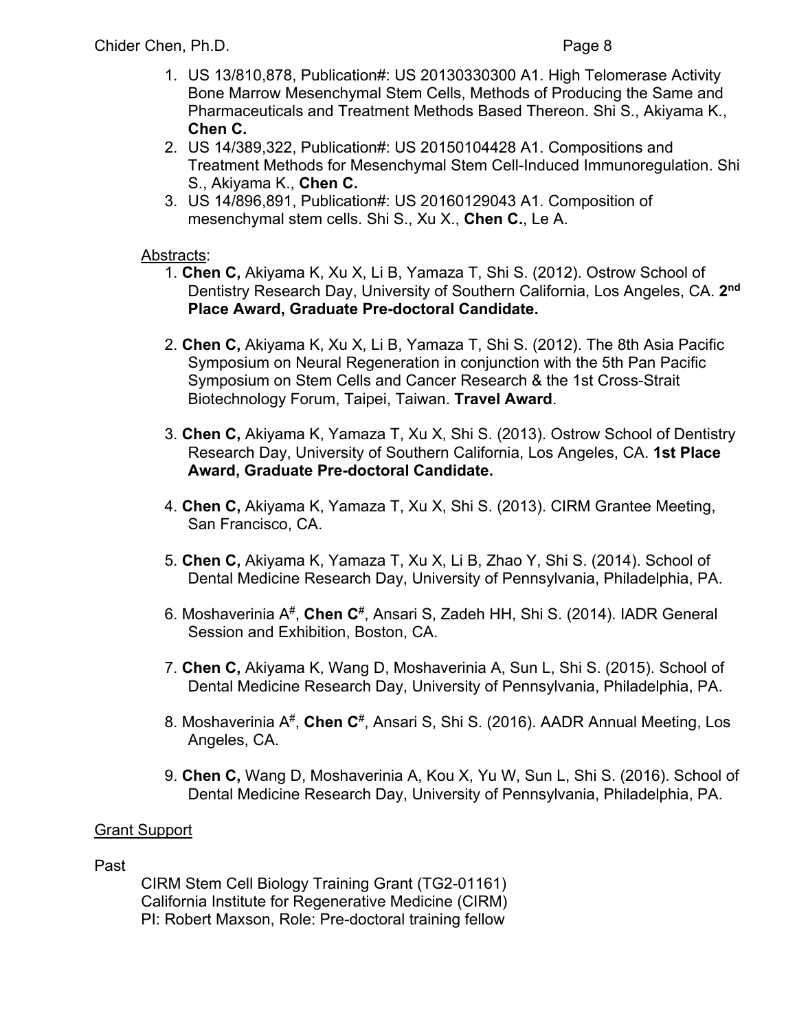1. US 13/810,878, Publication#: US 20130330300 A1. High Telomerase Activity Bone Marrow Mesenchymal Stem Cells, Methods of Producing the Same and Pharmaceuticals and Treatment Methods Based Thereon. Shi S., Akiyama K., **Chen C.**
2. US 14/389,322, Publication#: US 20150104428 A1. Compositions and Treatment Methods for Mesenchymal Stem Cell-Induced Immunoregulation. Shi S., Akiyama K., **Chen C.**
3. US 14/896,891, Publication#: US 20160129043 A1. Composition of mesenchymal stem cells. Shi S., Xu X., **Chen C.**, Le A.

Abstracts:

1. **Chen C,** Akiyama K, Xu X, Li B, Yamaza T, Shi S. (2012). Ostrow School of Dentistry Research Day, University of Southern California, Los Angeles, CA. **2nd Place Award, Graduate Pre-doctoral Candidate.**

2. **Chen C,** Akiyama K, Xu X, Li B, Yamaza T, Shi S. (2012). The 8th Asia Pacific Symposium on Neural Regeneration in conjunction with the 5th Pan Pacific Symposium on Stem Cells and Cancer Research & the 1st Cross-Strait Biotechnology Forum, Taipei, Taiwan. **Travel Award**.

3. **Chen C,** Akiyama K, Yamaza T, Xu X, Shi S. (2013). Ostrow School of Dentistry Research Day, University of Southern California, Los Angeles, CA. **1st Place Award, Graduate Pre-doctoral Candidate.**

4. **Chen C,** Akiyama K, Yamaza T, Xu X, Shi S. (2013). CIRM Grantee Meeting, San Francisco, CA.

5. **Chen C,** Akiyama K, Yamaza T, Xu X, Li B, Zhao Y, Shi S. (2014). School of Dental Medicine Research Day, University of Pennsylvania, Philadelphia, PA.

6. Moshaverinia A#, **Chen C#**, Ansari S, Zadeh HH, Shi S. (2014). IADR General Session and Exhibition, Boston, CA.

7. **Chen C,** Akiyama K, Wang D, Moshaverinia A, Sun L, Shi S. (2015). School of Dental Medicine Research Day, University of Pennsylvania, Philadelphia, PA.

8. Moshaverinia A#, **Chen C#**, Ansari S, Shi S. (2016). AADR Annual Meeting, Los Angeles, CA.

9. **Chen C,** Wang D, Moshaverinia A, Kou X, Yu W, Sun L, Shi S. (2016). School of Dental Medicine Research Day, University of Pennsylvania, Philadelphia, PA.

## Grant Support

Past

CIRM Stem Cell Biology Training Grant (TG2-01161)
California Institute for Regenerative Medicine (CIRM)
PI: Robert Maxson, Role: Pre-doctoral training fellow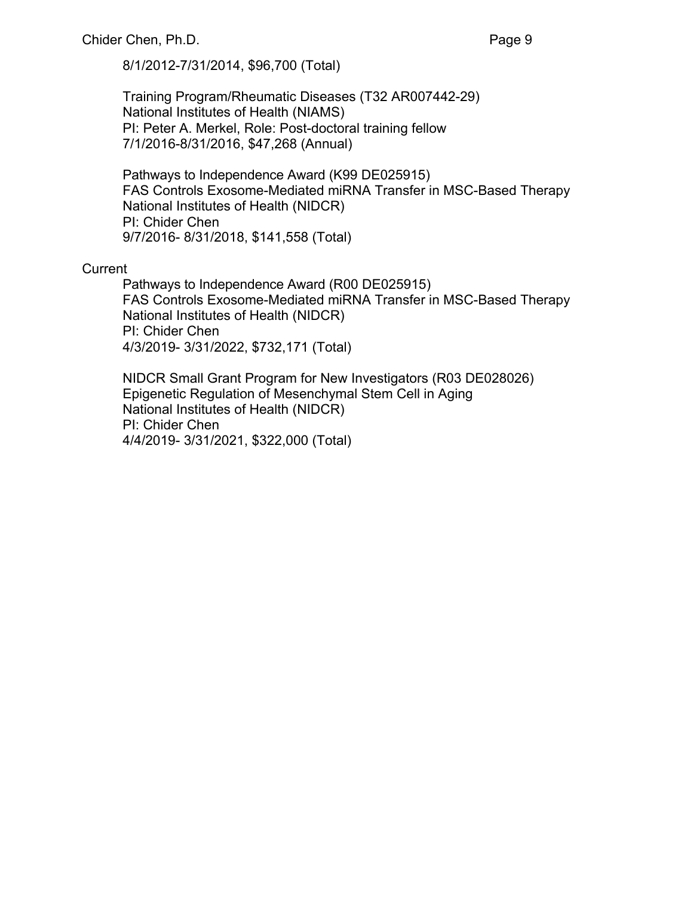8/1/2012-7/31/2014, $96,700 (Total)

Training Program/Rheumatic Diseases (T32 AR007442-29)
National Institutes of Health (NIAMS)
PI: Peter A. Merkel, Role: Post-doctoral training fellow
7/1/2016-8/31/2016, $47,268 (Annual)

Pathways to Independence Award (K99 DE025915)
FAS Controls Exosome-Mediated miRNA Transfer in MSC-Based Therapy
National Institutes of Health (NIDCR)
PI: Chider Chen
9/7/2016- 8/31/2018, $141,558 (Total)

Current

Pathways to Independence Award (R00 DE025915)
FAS Controls Exosome-Mediated miRNA Transfer in MSC-Based Therapy
National Institutes of Health (NIDCR)
PI: Chider Chen
4/3/2019- 3/31/2022, $732,171 (Total)

NIDCR Small Grant Program for New Investigators (R03 DE028026)
Epigenetic Regulation of Mesenchymal Stem Cell in Aging
National Institutes of Health (NIDCR)
PI: Chider Chen
4/4/2019- 3/31/2021, $322,000 (Total)